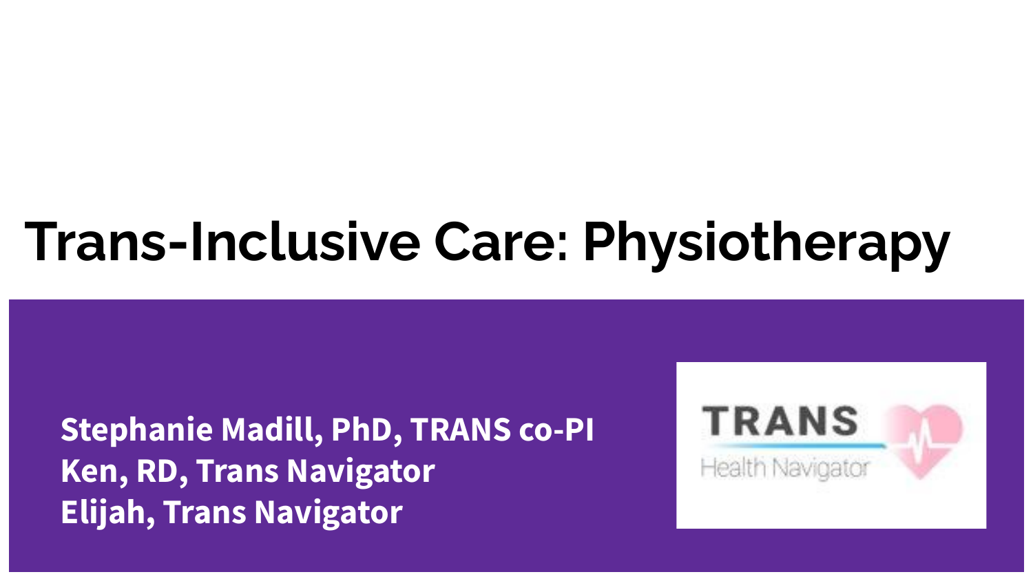# Trans-Inclusive Care: Physiotherapy

**Stephanie Madill, PhD, TRANS co-PI**
**Ken, RD, Trans Navigator**
**Elijah, Trans Navigator**

TRANS
Health Navigator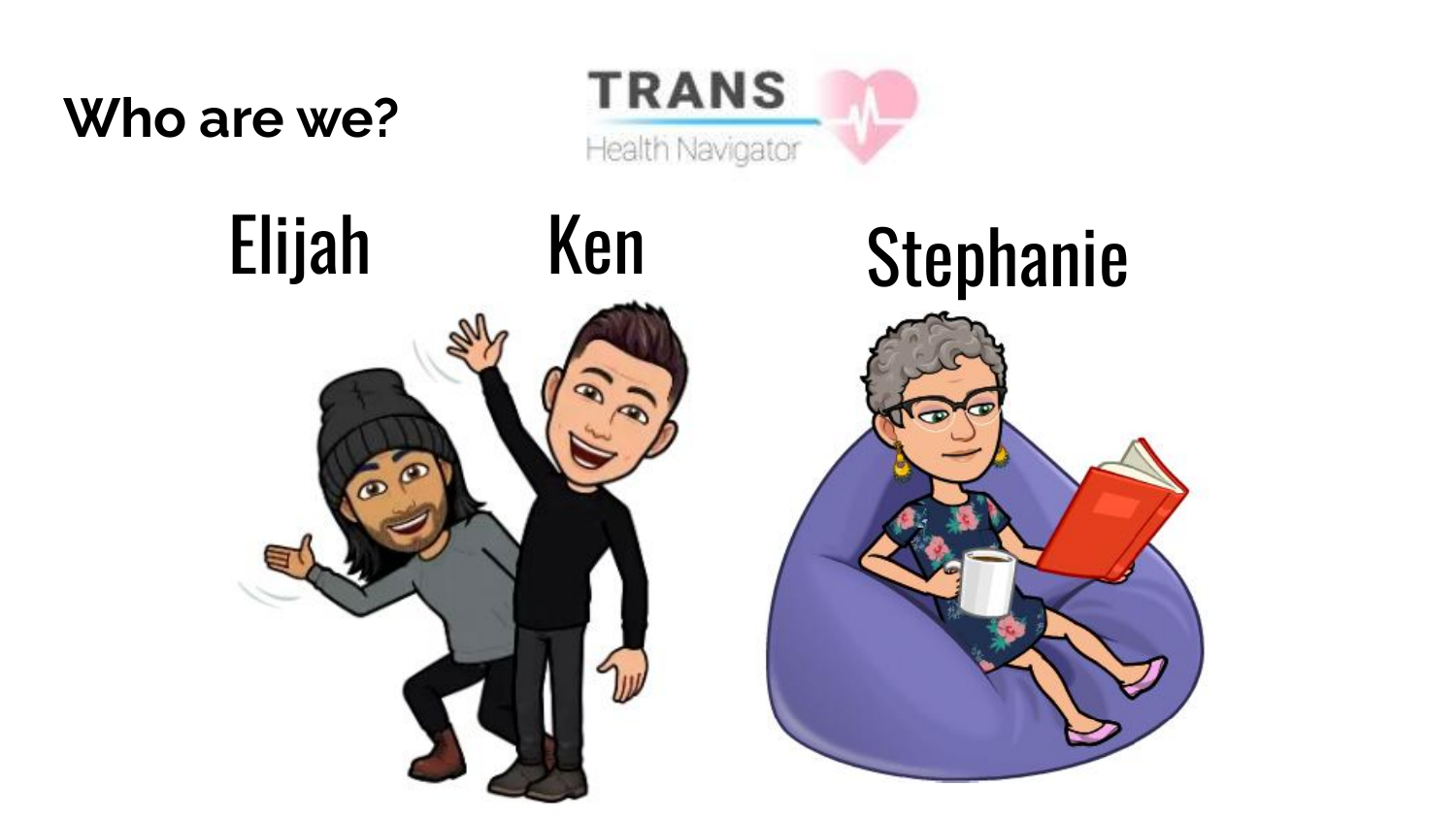## Who are we?

TRANS Health Navigator

Elijah

Ken

Stephanie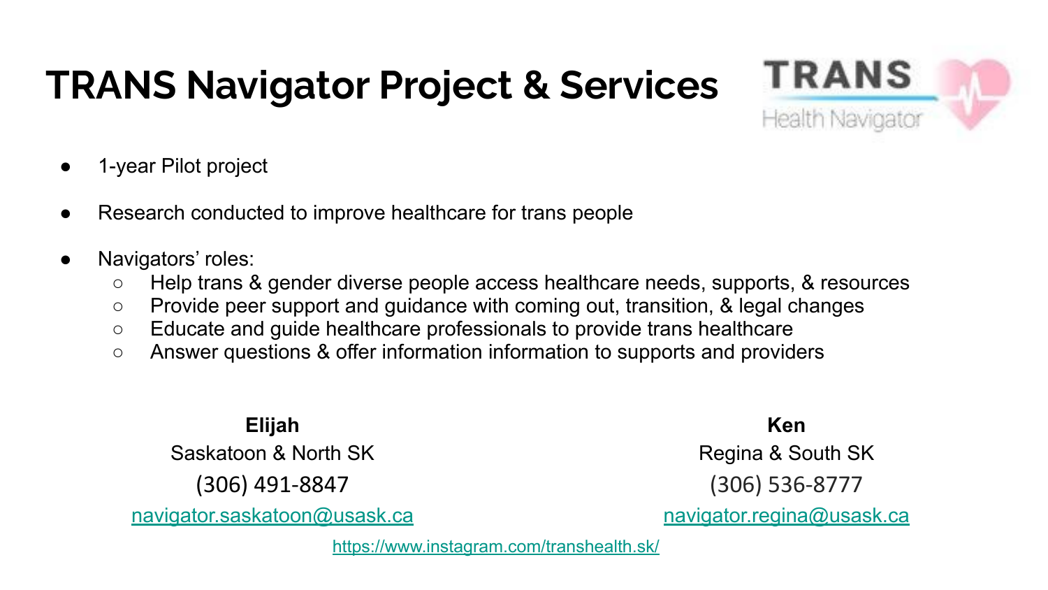# TRANS Navigator Project & Services

TRANS Health Navigator

- 1-year Pilot project
- Research conducted to improve healthcare for trans people
- Navigators' roles:
  - Help trans & gender diverse people access healthcare needs, supports, & resources
  - Provide peer support and guidance with coming out, transition, & legal changes
  - Educate and guide healthcare professionals to provide trans healthcare
  - Answer questions & offer information information to supports and providers

**Elijah**
Saskatoon & North SK
(306) 491-8847
navigator.saskatoon@usask.ca

**Ken**
Regina & South SK
(306) 536-8777
navigator.regina@usask.ca

https://www.instagram.com/transhealth.sk/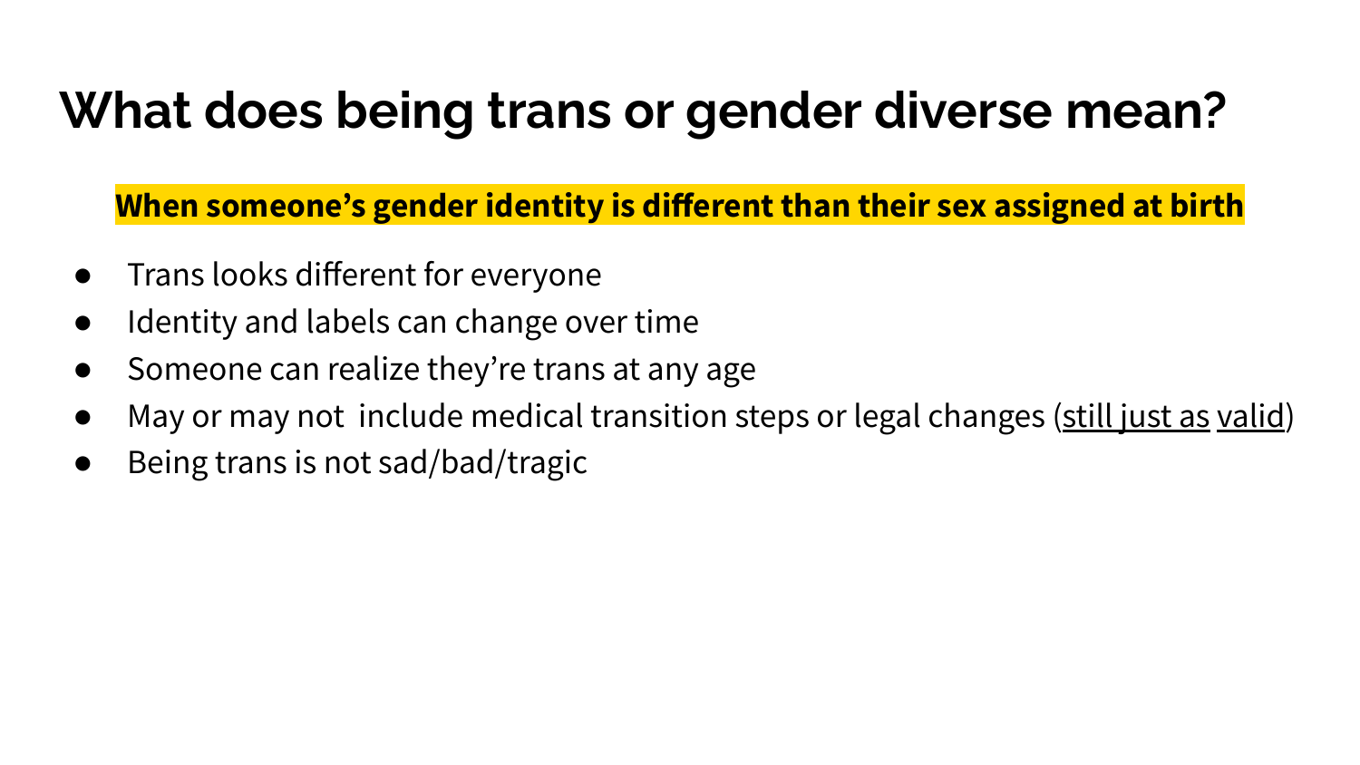# What does being trans or gender diverse mean?

**When someone's gender identity is different than their sex assigned at birth**

- Trans looks different for everyone
- Identity and labels can change over time
- Someone can realize they're trans at any age
- May or may not include medical transition steps or legal changes (<u>still just as</u> <u>valid</u>)
- Being trans is not sad/bad/tragic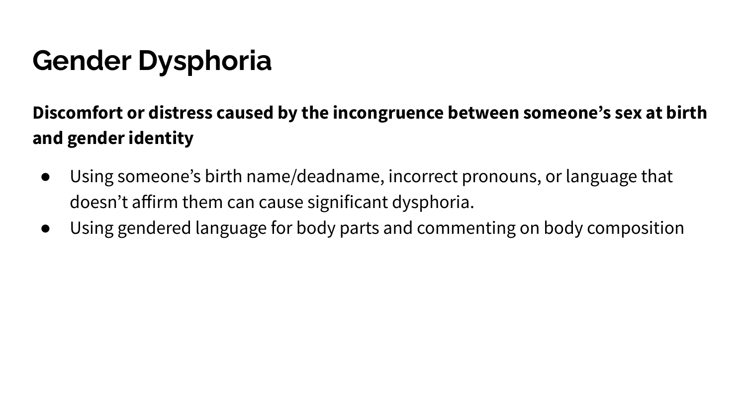# Gender Dysphoria

**Discomfort or distress caused by the incongruence between someone's sex at birth and gender identity**

- Using someone's birth name/deadname, incorrect pronouns, or language that doesn't affirm them can cause significant dysphoria.
- Using gendered language for body parts and commenting on body composition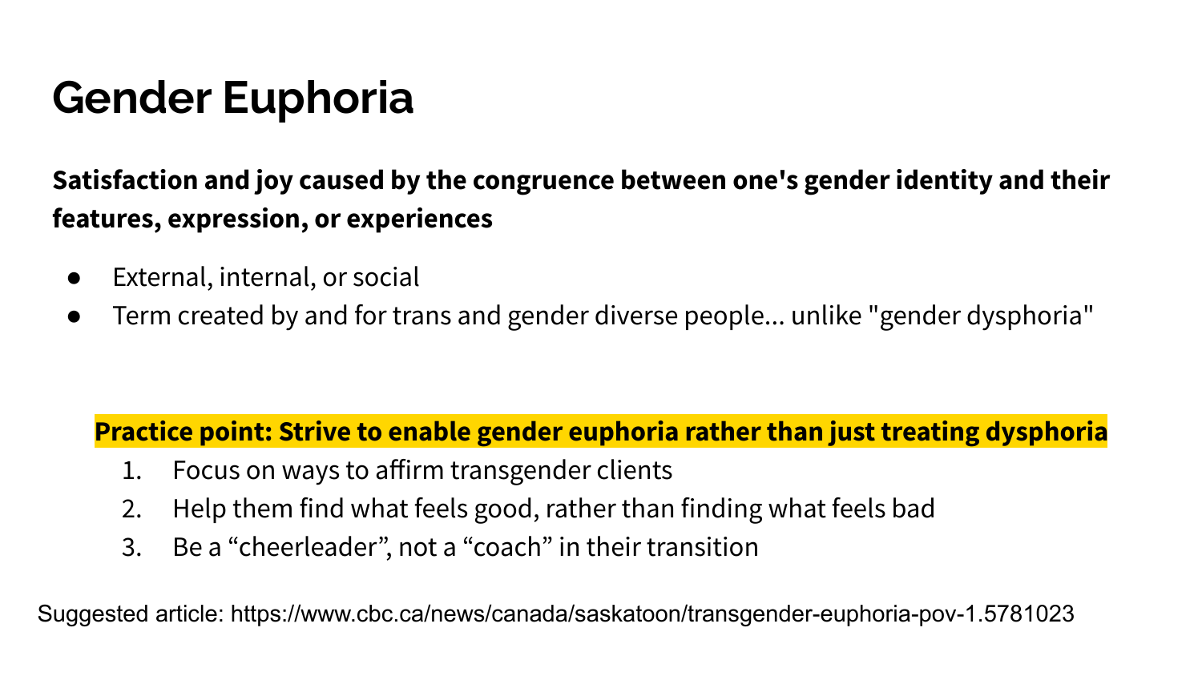# Gender Euphoria

**Satisfaction and joy caused by the congruence between one's gender identity and their features, expression, or experiences**

- External, internal, or social
- Term created by and for trans and gender diverse people... unlike "gender dysphoria"

**Practice point: Strive to enable gender euphoria rather than just treating dysphoria**

1. Focus on ways to affirm transgender clients
2. Help them find what feels good, rather than finding what feels bad
3. Be a "cheerleader", not a "coach" in their transition

Suggested article: https://www.cbc.ca/news/canada/saskatoon/transgender-euphoria-pov-1.5781023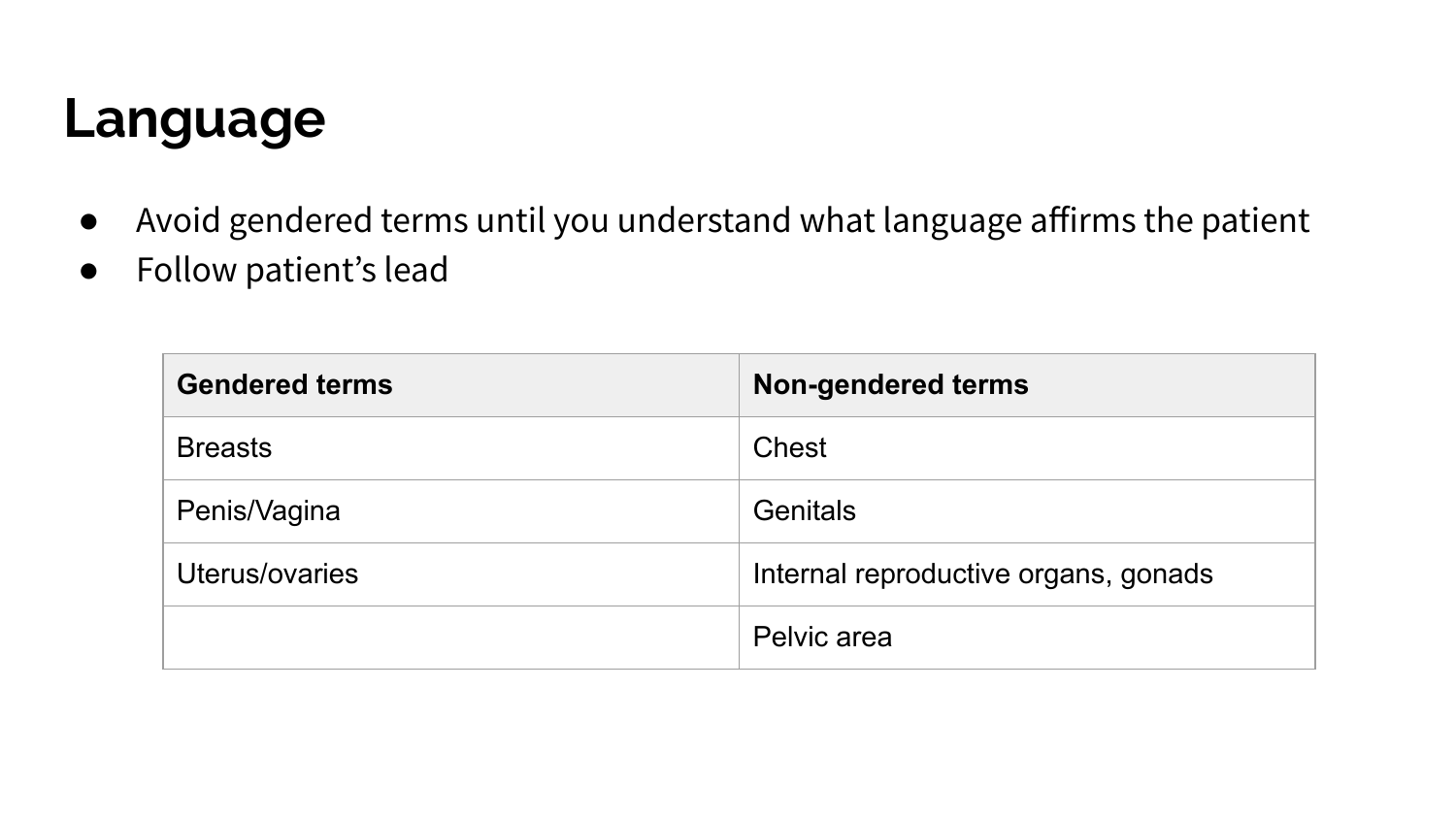# Language

- Avoid gendered terms until you understand what language affirms the patient
- Follow patient's lead

| Gendered terms | Non-gendered terms |
| --- | --- |
| Breasts | Chest |
| Penis/Vagina | Genitals |
| Uterus/ovaries | Internal reproductive organs, gonads |
| | Pelvic area |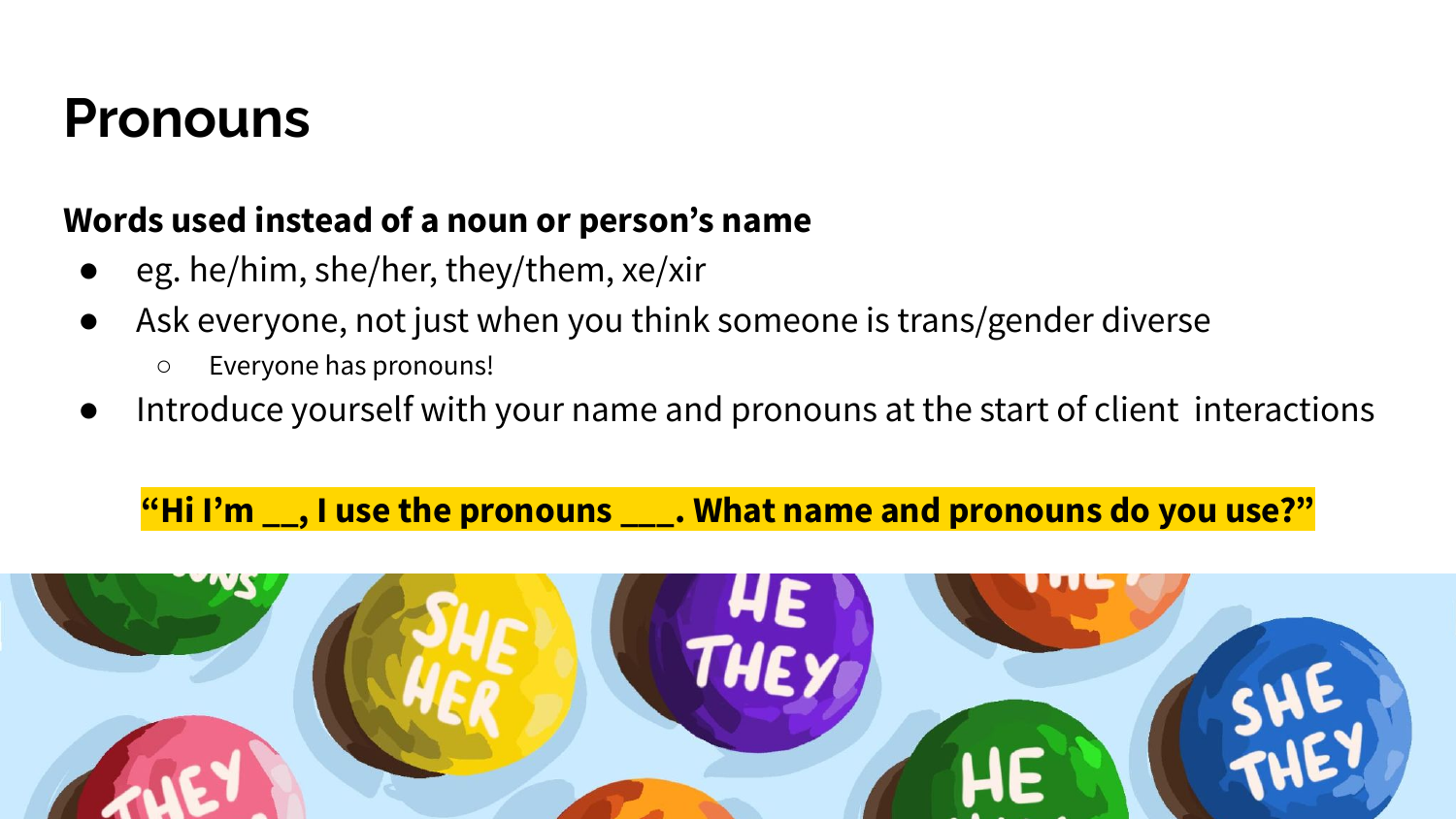# Pronouns

**Words used instead of a noun or person's name**

- eg. he/him, she/her, they/them, xe/xir
- Ask everyone, not just when you think someone is trans/gender diverse
  - Everyone has pronouns!
- Introduce yourself with your name and pronouns at the start of client interactions

**"Hi I'm __, I use the pronouns ___. What name and pronouns do you use?"**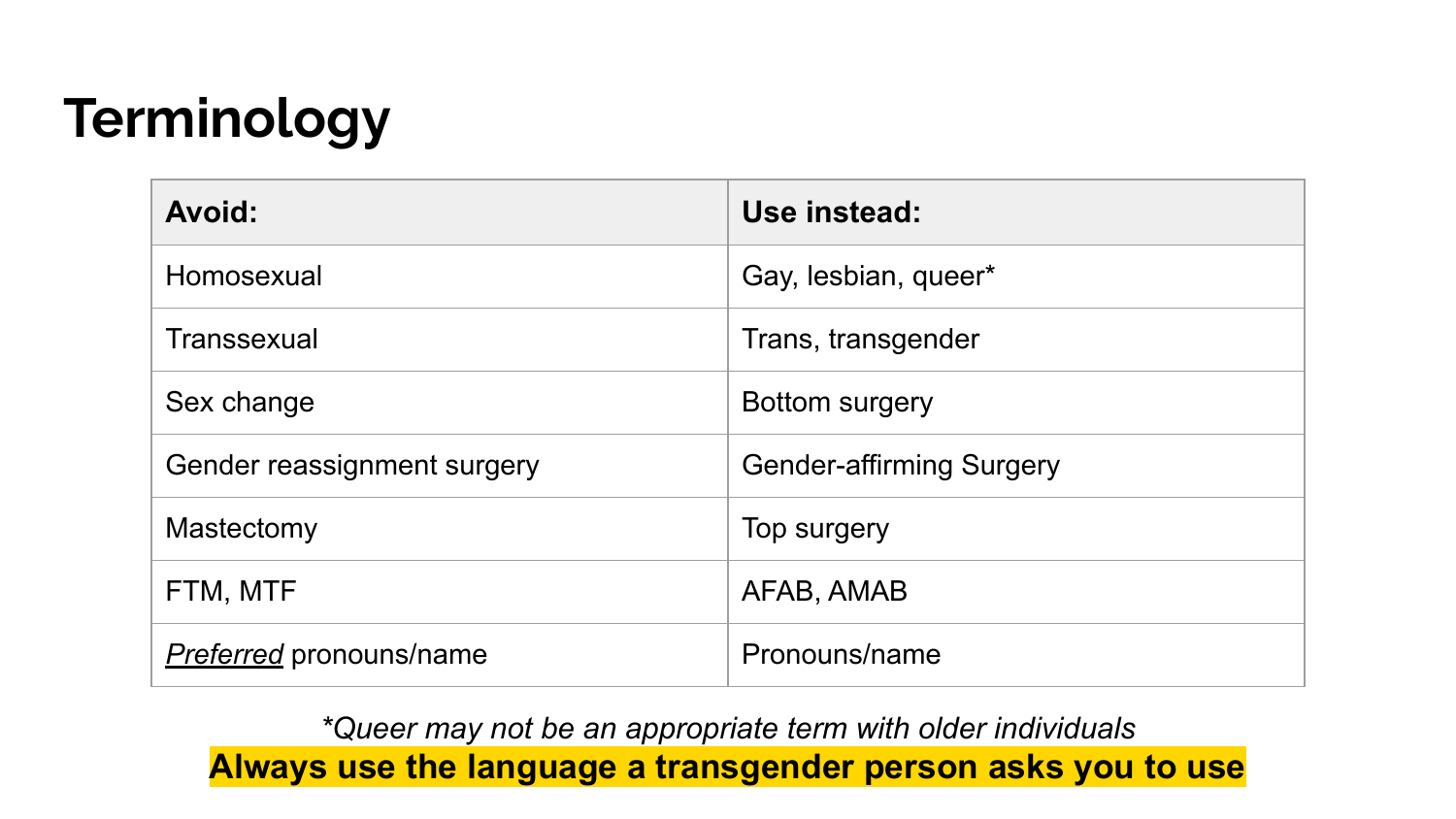# Terminology

| **Avoid:** | **Use instead:** |
| --- | --- |
| Homosexual | Gay, lesbian, queer* |
| Transsexual | Trans, transgender |
| Sex change | Bottom surgery |
| Gender reassignment surgery | Gender-affirming Surgery |
| Mastectomy | Top surgery |
| FTM, MTF | AFAB, AMAB |
| *<u>Preferred</u>* pronouns/name | Pronouns/name |

**Queer may not be an appropriate term with older individuals*

**Always use the language a transgender person asks you to use**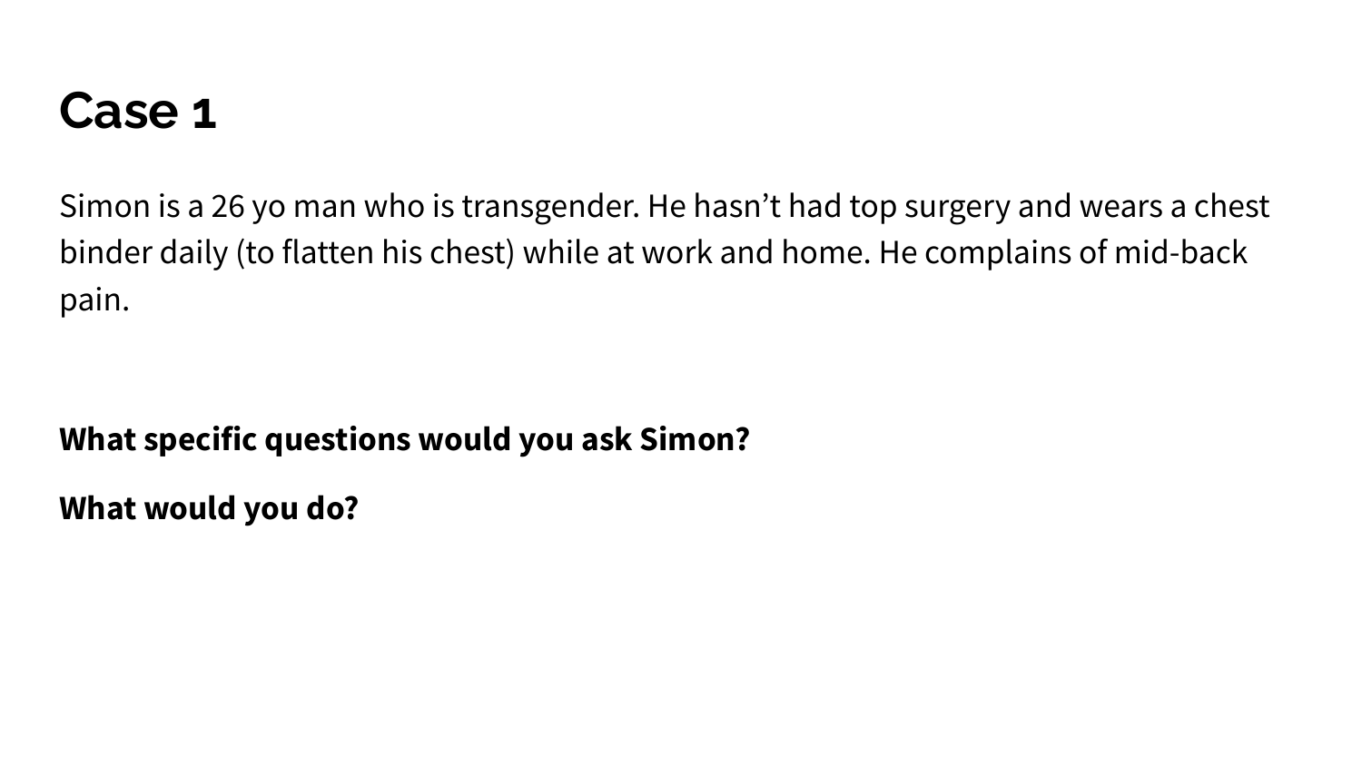# Case 1

Simon is a 26 yo man who is transgender. He hasn't had top surgery and wears a chest binder daily (to flatten his chest) while at work and home. He complains of mid-back pain.

**What specific questions would you ask Simon?**

**What would you do?**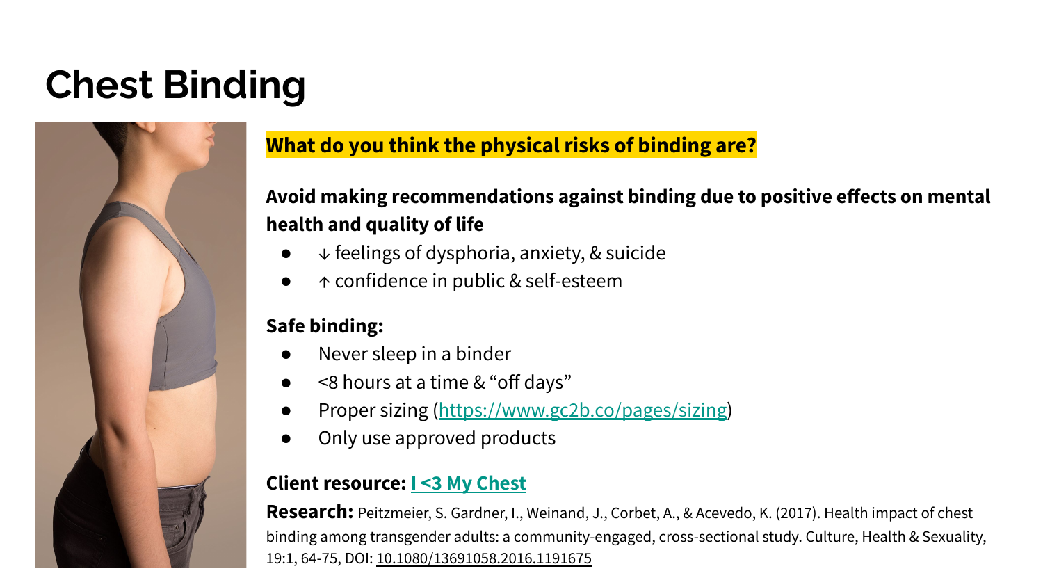# Chest Binding

**What do you think the physical risks of binding are?**

**Avoid making recommendations against binding due to positive effects on mental health and quality of life**

- ↓ feelings of dysphoria, anxiety, & suicide
- ↑ confidence in public & self-esteem

**Safe binding:**

- Never sleep in a binder
- <8 hours at a time & "off days"
- Proper sizing (https://www.gc2b.co/pages/sizing)
- Only use approved products

**Client resource: I <3 My Chest**

**Research:** Peitzmeier, S. Gardner, I., Weinand, J., Corbet, A., & Acevedo, K. (2017). Health impact of chest binding among transgender adults: a community-engaged, cross-sectional study. Culture, Health & Sexuality, 19:1, 64-75, DOI: 10.1080/13691058.2016.1191675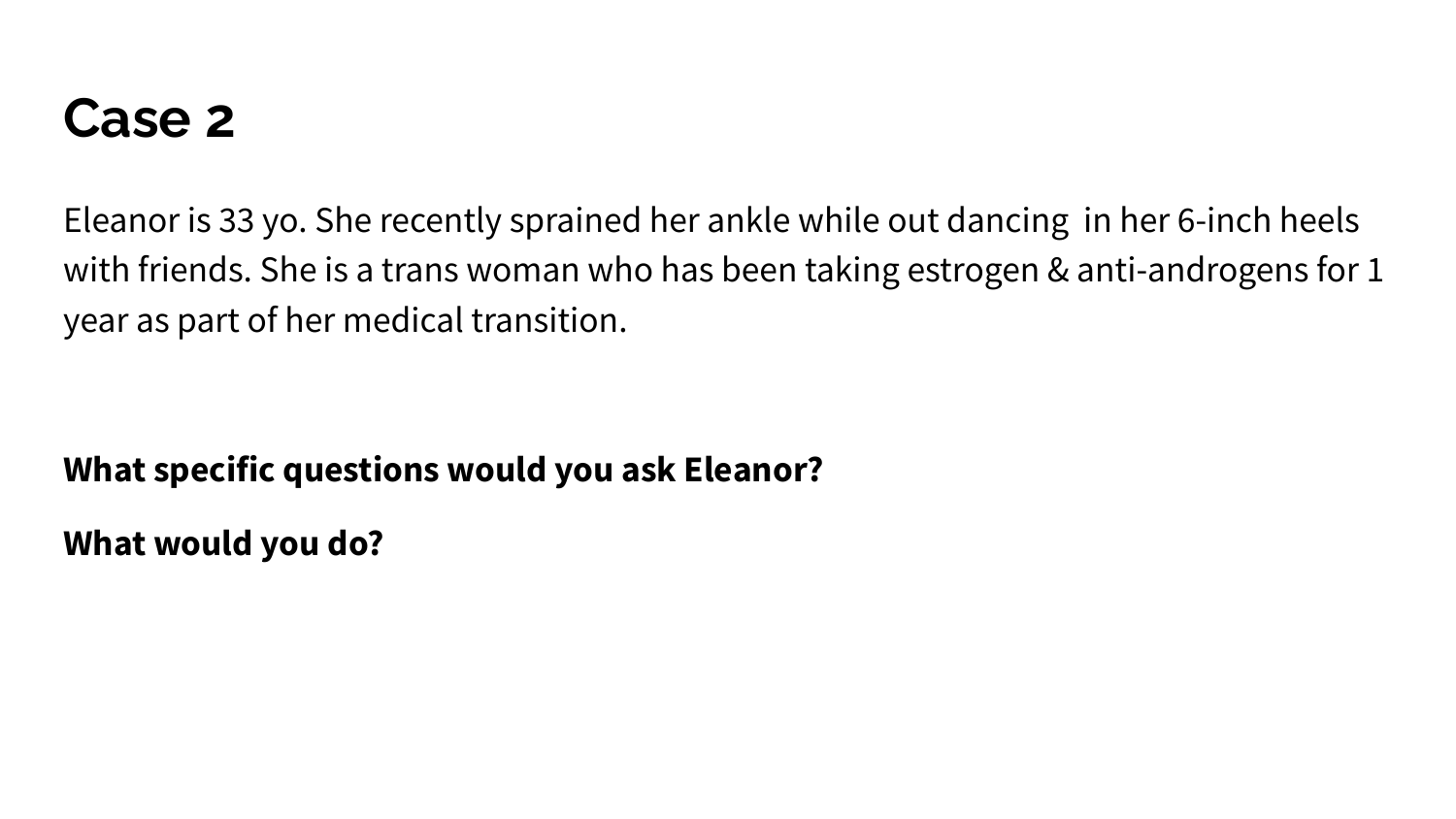# Case 2

Eleanor is 33 yo. She recently sprained her ankle while out dancing  in her 6-inch heels with friends. She is a trans woman who has been taking estrogen & anti-androgens for 1 year as part of her medical transition.

**What specific questions would you ask Eleanor?**

**What would you do?**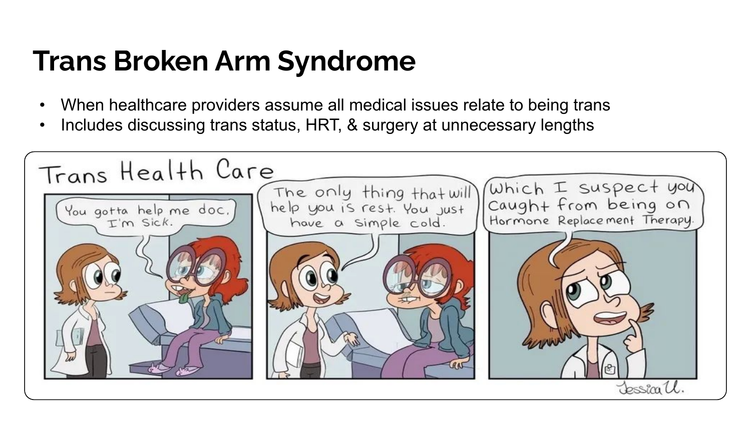# Trans Broken Arm Syndrome

- When healthcare providers assume all medical issues relate to being trans
- Includes discussing trans status, HRT, & surgery at unnecessary lengths

Trans Health Care

You gotta help me doc, I'm Sick.

The only thing that will help you is rest. You just have a simple cold.

Which I suspect you caught from being on Hormone Replacement Therapy.

Jessica U.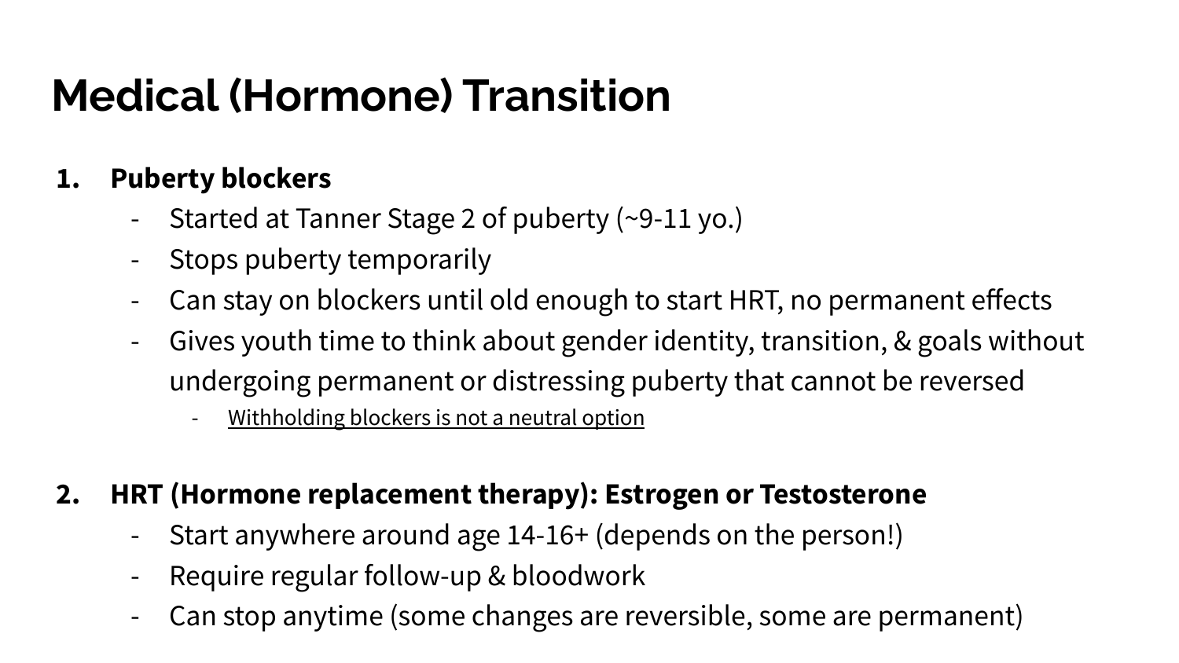# Medical (Hormone) Transition

1. **Puberty blockers**
   - Started at Tanner Stage 2 of puberty (~9-11 yo.)
   - Stops puberty temporarily
   - Can stay on blockers until old enough to start HRT, no permanent effects
   - Gives youth time to think about gender identity, transition, & goals without undergoing permanent or distressing puberty that cannot be reversed
     - <u>Withholding blockers is not a neutral option</u>

2. **HRT (Hormone replacement therapy): Estrogen or Testosterone**
   - Start anywhere around age 14-16+ (depends on the person!)
   - Require regular follow-up & bloodwork
   - Can stop anytime (some changes are reversible, some are permanent)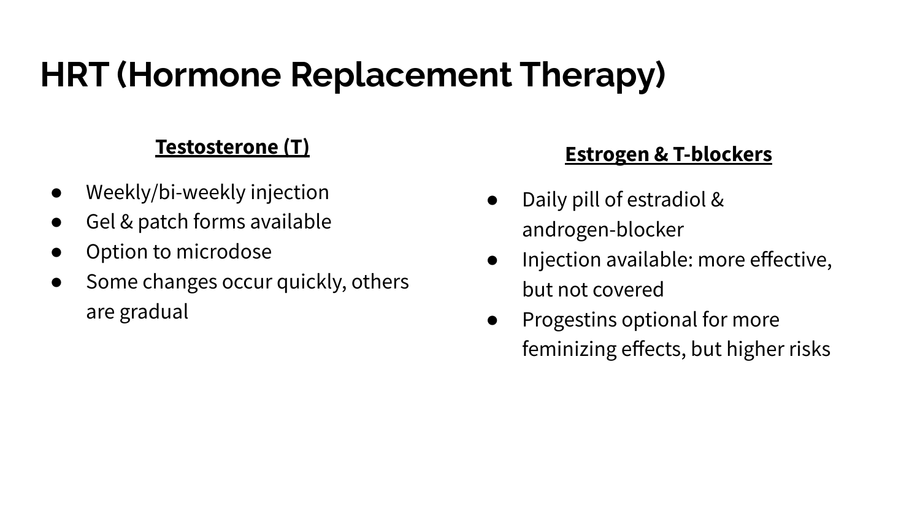# HRT (Hormone Replacement Therapy)

**Testosterone (T)**

- Weekly/bi-weekly injection
- Gel & patch forms available
- Option to microdose
- Some changes occur quickly, others are gradual

**Estrogen & T-blockers**

- Daily pill of estradiol & androgen-blocker
- Injection available: more effective, but not covered
- Progestins optional for more feminizing effects, but higher risks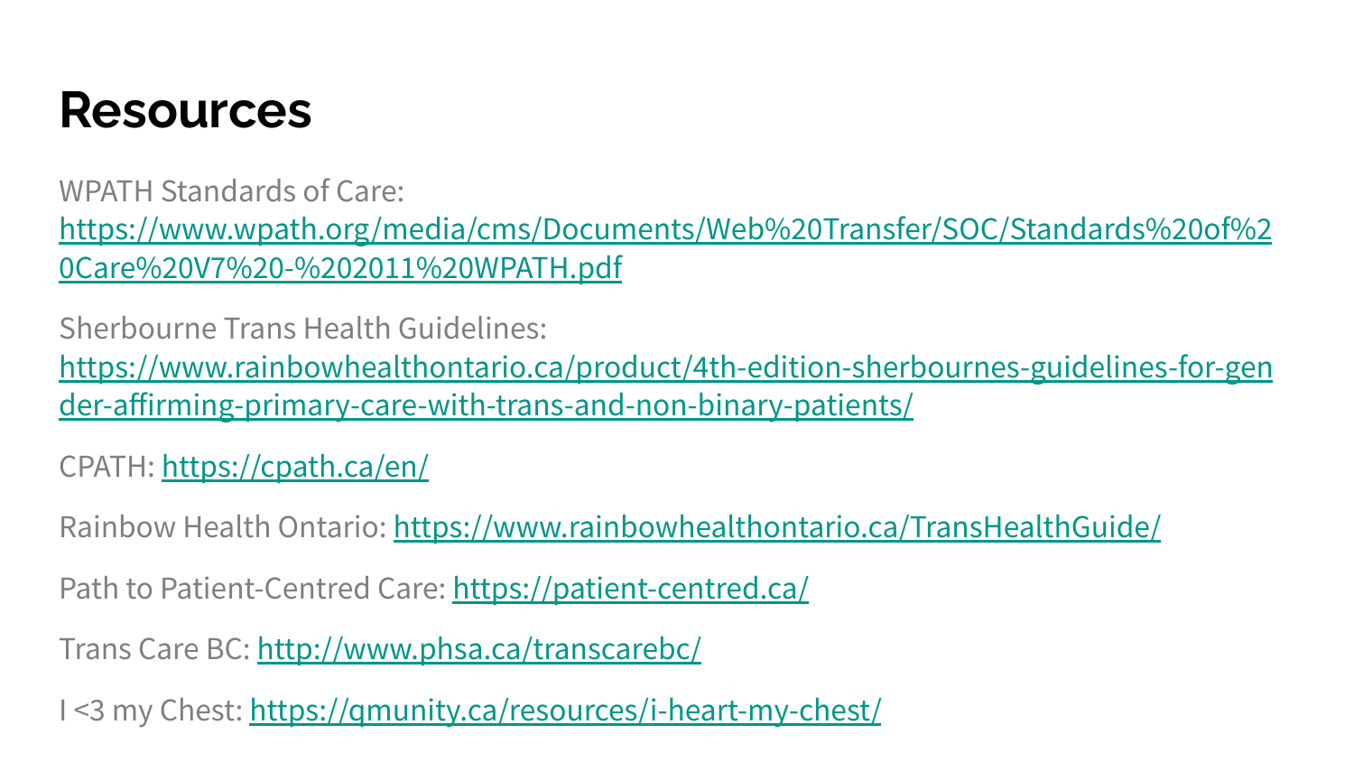# Resources

WPATH Standards of Care: https://www.wpath.org/media/cms/Documents/Web%20Transfer/SOC/Standards%20of%20Care%20V7%20-%202011%20WPATH.pdf

Sherbourne Trans Health Guidelines: https://www.rainbowhealthontario.ca/product/4th-edition-sherbournes-guidelines-for-gender-affirming-primary-care-with-trans-and-non-binary-patients/

CPATH: https://cpath.ca/en/

Rainbow Health Ontario: https://www.rainbowhealthontario.ca/TransHealthGuide/

Path to Patient-Centred Care: https://patient-centred.ca/

Trans Care BC: http://www.phsa.ca/transcarebc/

I <3 my Chest: https://qmunity.ca/resources/i-heart-my-chest/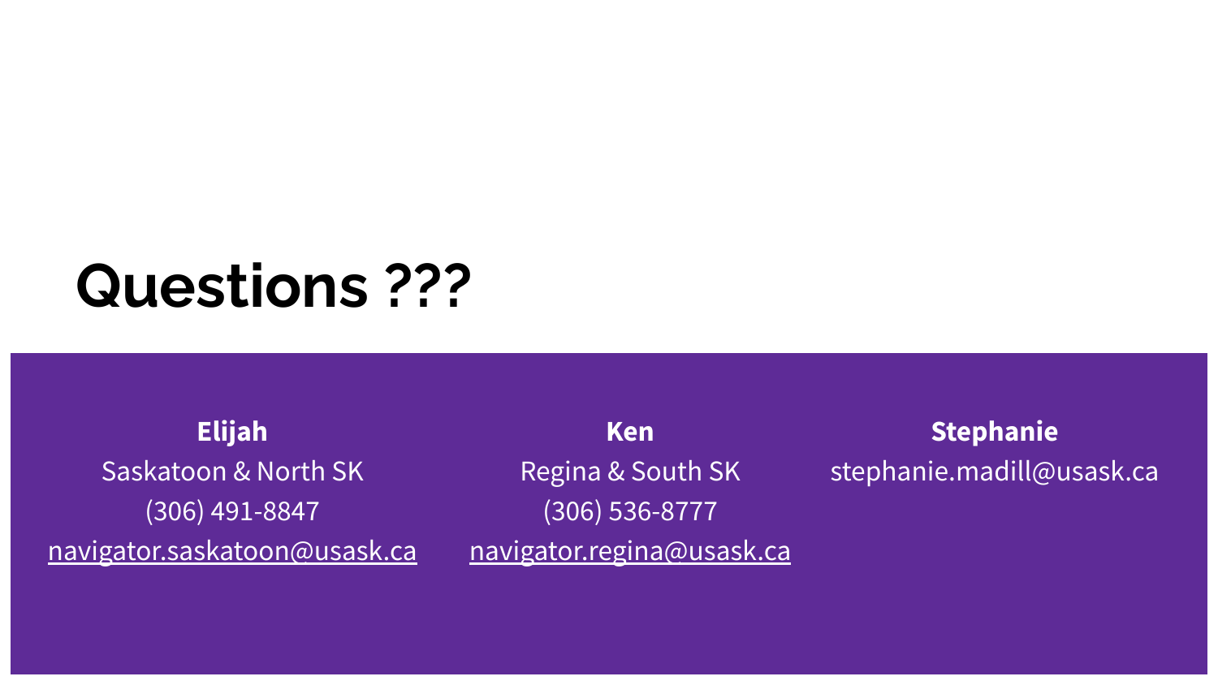# Questions ???

**Elijah**
Saskatoon & North SK
(306) 491-8847
navigator.saskatoon@usask.ca

**Ken**
Regina & South SK
(306) 536-8777
navigator.regina@usask.ca

**Stephanie**
stephanie.madill@usask.ca